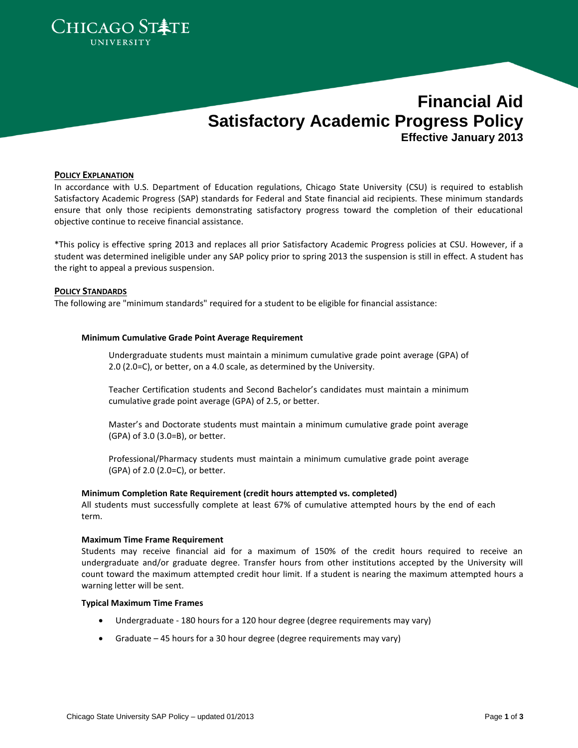CHICAGO STATE UNIVERSITY

# Financial Aid Satisfactory Academic Progress Policy

**Effective January 2013**

## POLICY EXPLANATION

In accordance with U.S. Department of Education regulations, Chicago State University (CSU) is required to establish Satisfactory Academic Progress (SAP) standards for Federal and State financial aid recipients. These minimum standards ensure that only those recipients demonstrating satisfactory progress toward the completion of their educational objective continue to receive financial assistance.

*This policy is effective spring 2013 and replaces all prior Satisfactory Academic Progress policies at CSU. However, if a student was determined ineligible under any SAP policy prior to spring 2013 the suspension is still in effect. A student has the right to appeal a previous suspension.

## POLICY STANDARDS

The following are "minimum standards" required for a student to be eligible for financial assistance:

### Minimum Cumulative Grade Point Average Requirement

Undergraduate students must maintain a minimum cumulative grade point average (GPA) of 2.0 (2.0=C), or better, on a 4.0 scale, as determined by the University.

Teacher Certification students and Second Bachelor's candidates must maintain a minimum cumulative grade point average (GPA) of 2.5, or better.

Master's and Doctorate students must maintain a minimum cumulative grade point average (GPA) of 3.0 (3.0=B), or better.

Professional/Pharmacy students must maintain a minimum cumulative grade point average (GPA) of 2.0 (2.0=C), or better.

### Minimum Completion Rate Requirement (credit hours attempted vs. completed)

All students must successfully complete at least 67% of cumulative attempted hours by the end of each term.

### Maximum Time Frame Requirement

Students may receive financial aid for a maximum of 150% of the credit hours required to receive an undergraduate and/or graduate degree. Transfer hours from other institutions accepted by the University will count toward the maximum attempted credit hour limit. If a student is nearing the maximum attempted hours a warning letter will be sent.

### Typical Maximum Time Frames

- Undergraduate - 180 hours for a 120 hour degree (degree requirements may vary)
- Graduate – 45 hours for a 30 hour degree (degree requirements may vary)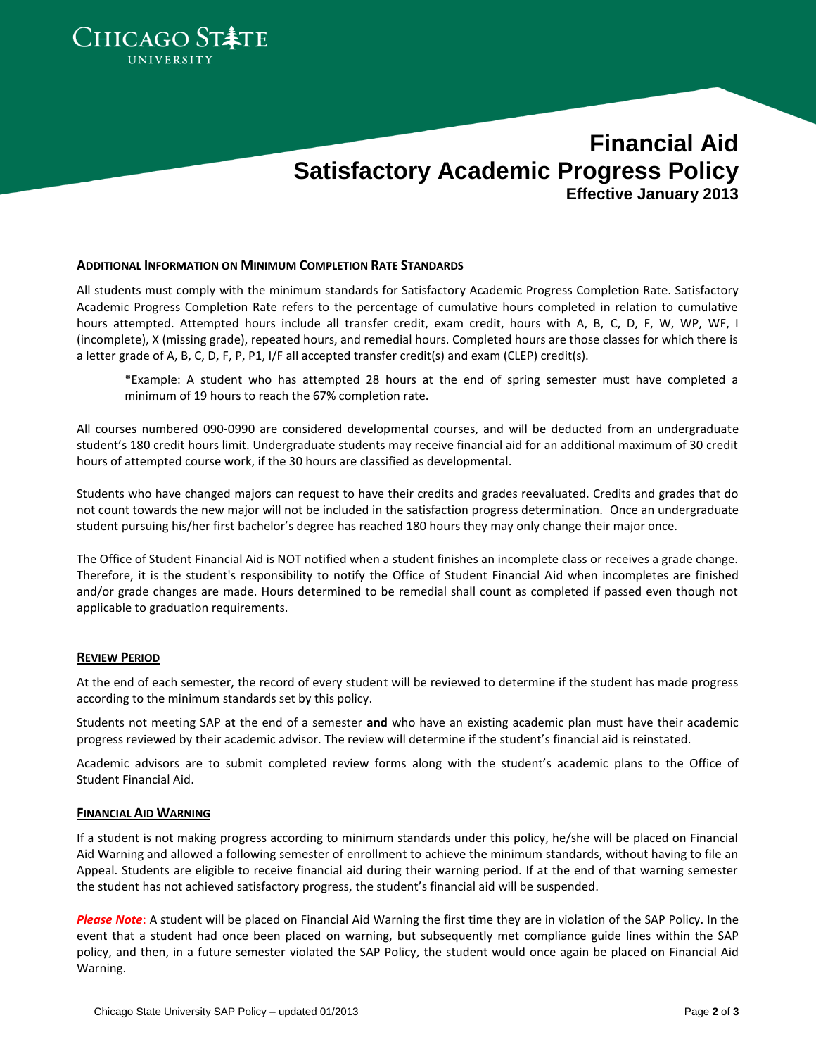# Financial Aid Satisfactory Academic Progress Policy

**Effective January 2013**

## ADDITIONAL INFORMATION ON MINIMUM COMPLETION RATE STANDARDS

All students must comply with the minimum standards for Satisfactory Academic Progress Completion Rate. Satisfactory Academic Progress Completion Rate refers to the percentage of cumulative hours completed in relation to cumulative hours attempted. Attempted hours include all transfer credit, exam credit, hours with A, B, C, D, F, W, WP, WF, I (incomplete), X (missing grade), repeated hours, and remedial hours. Completed hours are those classes for which there is a letter grade of A, B, C, D, F, P, P1, I/F all accepted transfer credit(s) and exam (CLEP) credit(s).

> *Example: A student who has attempted 28 hours at the end of spring semester must have completed a minimum of 19 hours to reach the 67% completion rate.

All courses numbered 090-0990 are considered developmental courses, and will be deducted from an undergraduate student's 180 credit hours limit. Undergraduate students may receive financial aid for an additional maximum of 30 credit hours of attempted course work, if the 30 hours are classified as developmental.

Students who have changed majors can request to have their credits and grades reevaluated. Credits and grades that do not count towards the new major will not be included in the satisfaction progress determination. Once an undergraduate student pursuing his/her first bachelor's degree has reached 180 hours they may only change their major once.

The Office of Student Financial Aid is NOT notified when a student finishes an incomplete class or receives a grade change. Therefore, it is the student's responsibility to notify the Office of Student Financial Aid when incompletes are finished and/or grade changes are made. Hours determined to be remedial shall count as completed if passed even though not applicable to graduation requirements.

## REVIEW PERIOD

At the end of each semester, the record of every student will be reviewed to determine if the student has made progress according to the minimum standards set by this policy.

Students not meeting SAP at the end of a semester **and** who have an existing academic plan must have their academic progress reviewed by their academic advisor. The review will determine if the student's financial aid is reinstated.

Academic advisors are to submit completed review forms along with the student's academic plans to the Office of Student Financial Aid.

## FINANCIAL AID WARNING

If a student is not making progress according to minimum standards under this policy, he/she will be placed on Financial Aid Warning and allowed a following semester of enrollment to achieve the minimum standards, without having to file an Appeal. Students are eligible to receive financial aid during their warning period. If at the end of that warning semester the student has not achieved satisfactory progress, the student's financial aid will be suspended.

***Please Note***: A student will be placed on Financial Aid Warning the first time they are in violation of the SAP Policy. In the event that a student had once been placed on warning, but subsequently met compliance guide lines within the SAP policy, and then, in a future semester violated the SAP Policy, the student would once again be placed on Financial Aid Warning.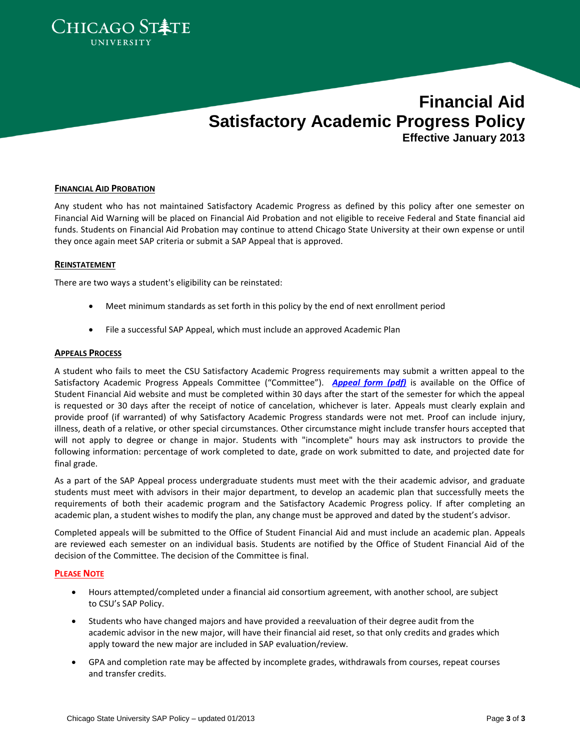# Financial Aid
# Satisfactory Academic Progress Policy
**Effective January 2013**

## FINANCIAL AID PROBATION

Any student who has not maintained Satisfactory Academic Progress as defined by this policy after one semester on Financial Aid Warning will be placed on Financial Aid Probation and not eligible to receive Federal and State financial aid funds. Students on Financial Aid Probation may continue to attend Chicago State University at their own expense or until they once again meet SAP criteria or submit a SAP Appeal that is approved.

## REINSTATEMENT

There are two ways a student's eligibility can be reinstated:

- Meet minimum standards as set forth in this policy by the end of next enrollment period
- File a successful SAP Appeal, which must include an approved Academic Plan

## APPEALS PROCESS

A student who fails to meet the CSU Satisfactory Academic Progress requirements may submit a written appeal to the Satisfactory Academic Progress Appeals Committee ("Committee"). ***Appeal form (pdf)*** is available on the Office of Student Financial Aid website and must be completed within 30 days after the start of the semester for which the appeal is requested or 30 days after the receipt of notice of cancelation, whichever is later. Appeals must clearly explain and provide proof (if warranted) of why Satisfactory Academic Progress standards were not met. Proof can include injury, illness, death of a relative, or other special circumstances. Other circumstance might include transfer hours accepted that will not apply to degree or change in major. Students with "incomplete" hours may ask instructors to provide the following information: percentage of work completed to date, grade on work submitted to date, and projected date for final grade.

As a part of the SAP Appeal process undergraduate students must meet with the their academic advisor, and graduate students must meet with advisors in their major department, to develop an academic plan that successfully meets the requirements of both their academic program and the Satisfactory Academic Progress policy. If after completing an academic plan, a student wishes to modify the plan, any change must be approved and dated by the student's advisor.

Completed appeals will be submitted to the Office of Student Financial Aid and must include an academic plan. Appeals are reviewed each semester on an individual basis. Students are notified by the Office of Student Financial Aid of the decision of the Committee. The decision of the Committee is final.

## PLEASE NOTE

- Hours attempted/completed under a financial aid consortium agreement, with another school, are subject to CSU's SAP Policy.
- Students who have changed majors and have provided a reevaluation of their degree audit from the academic advisor in the new major, will have their financial aid reset, so that only credits and grades which apply toward the new major are included in SAP evaluation/review.
- GPA and completion rate may be affected by incomplete grades, withdrawals from courses, repeat courses and transfer credits.